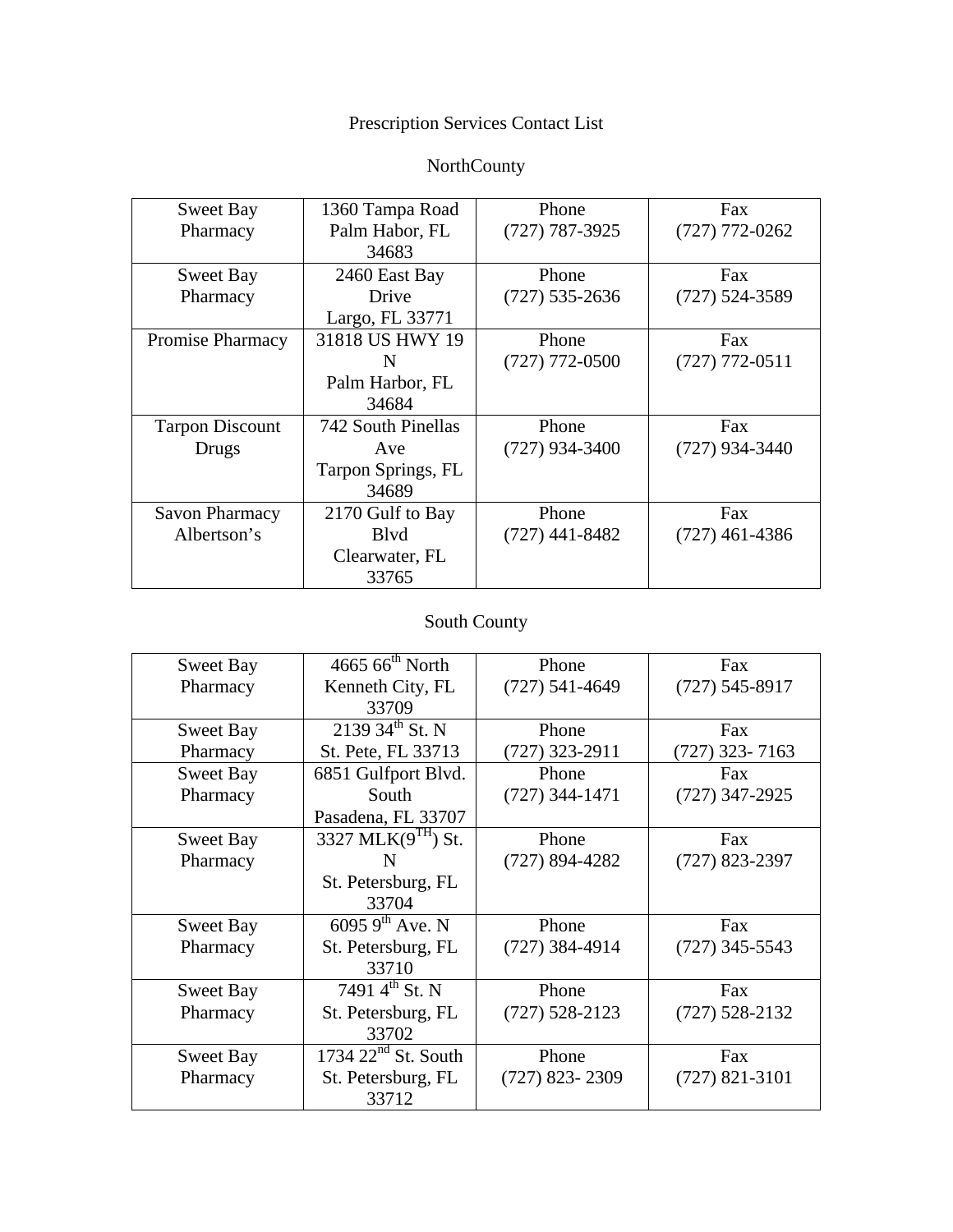# Prescription Services Contact List

## NorthCounty

| | | | |
|---|---|---|---|
| Sweet Bay Pharmacy | 1360 Tampa Road Palm Habor, FL 34683 | Phone (727) 787-3925 | Fax (727) 772-0262 |
| Sweet Bay Pharmacy | 2460 East Bay Drive Largo, FL 33771 | Phone (727) 535-2636 | Fax (727) 524-3589 |
| Promise Pharmacy | 31818 US HWY 19 N Palm Harbor, FL 34684 | Phone (727) 772-0500 | Fax (727) 772-0511 |
| Tarpon Discount Drugs | 742 South Pinellas Ave Tarpon Springs, FL 34689 | Phone (727) 934-3400 | Fax (727) 934-3440 |
| Savon Pharmacy Albertson's | 2170 Gulf to Bay Blvd Clearwater, FL 33765 | Phone (727) 441-8482 | Fax (727) 461-4386 |

## South County

| | | | |
|---|---|---|---|
| Sweet Bay Pharmacy | 4665 66th North Kenneth City, FL 33709 | Phone (727) 541-4649 | Fax (727) 545-8917 |
| Sweet Bay Pharmacy | 2139 34th St. N St. Pete, FL 33713 | Phone (727) 323-2911 | Fax (727) 323- 7163 |
| Sweet Bay Pharmacy | 6851 Gulfport Blvd. South Pasadena, FL 33707 | Phone (727) 344-1471 | Fax (727) 347-2925 |
| Sweet Bay Pharmacy | 3327 MLK(9TH) St. N St. Petersburg, FL 33704 | Phone (727) 894-4282 | Fax (727) 823-2397 |
| Sweet Bay Pharmacy | 6095 9th Ave. N St. Petersburg, FL 33710 | Phone (727) 384-4914 | Fax (727) 345-5543 |
| Sweet Bay Pharmacy | 7491 4th St. N St. Petersburg, FL 33702 | Phone (727) 528-2123 | Fax (727) 528-2132 |
| Sweet Bay Pharmacy | 1734 22nd St. South St. Petersburg, FL 33712 | Phone (727) 823- 2309 | Fax (727) 821-3101 |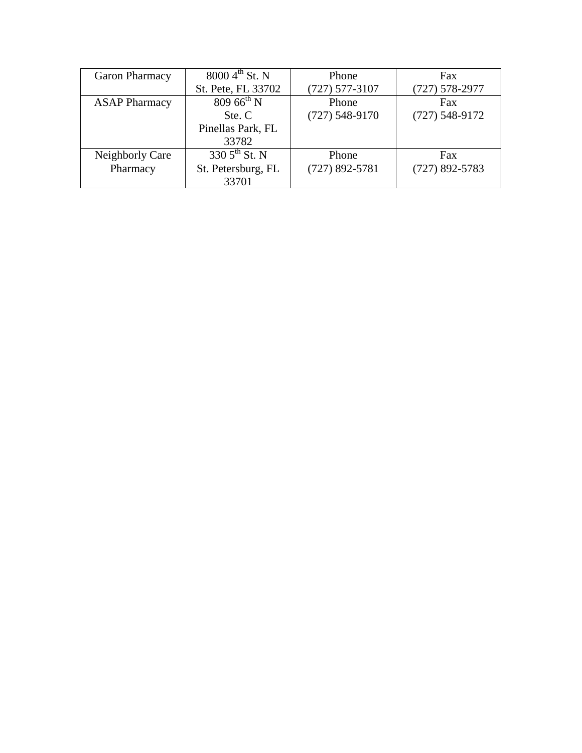| | | | |
|---|---|---|---|
| Garon Pharmacy | 8000 4th St. N<br>St. Pete, FL 33702 | Phone<br>(727) 577-3107 | Fax<br>(727) 578-2977 |
| ASAP Pharmacy | 809 66th N<br>Ste. C<br>Pinellas Park, FL 33782 | Phone<br>(727) 548-9170 | Fax<br>(727) 548-9172 |
| Neighborly Care Pharmacy | 330 5th St. N<br>St. Petersburg, FL 33701 | Phone<br>(727) 892-5781 | Fax<br>(727) 892-5783 |